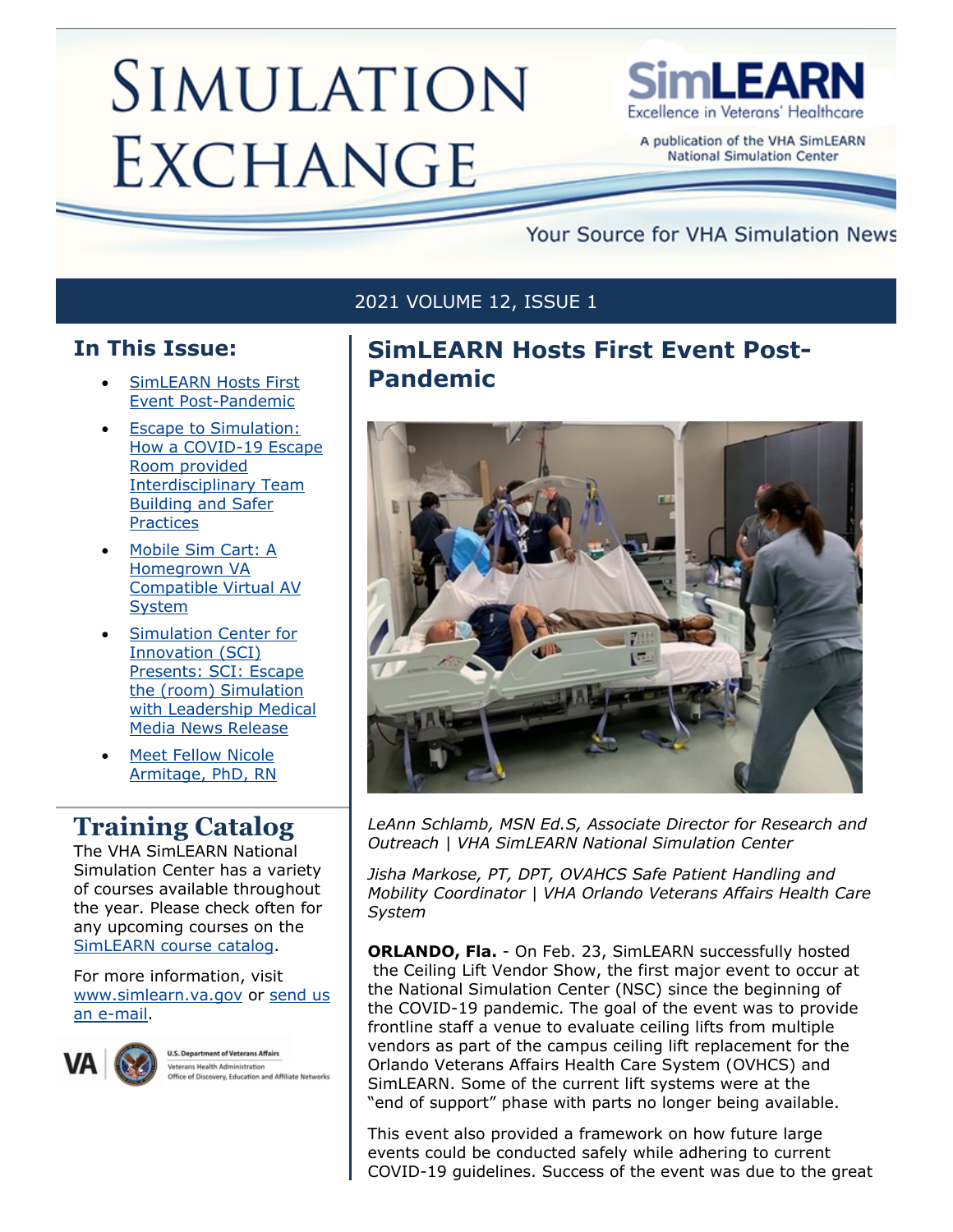# Simulation Exchange

**SimLEARN** Excellence in Veterans' Healthcare

A publication of the VHA SimLEARN National Simulation Center

Your Source for VHA Simulation News

2021 VOLUME 12, ISSUE 1

## In This Issue:

- SimLEARN Hosts First Event Post-Pandemic
- Escape to Simulation: How a COVID-19 Escape Room provided Interdisciplinary Team Building and Safer Practices
- Mobile Sim Cart: A Homegrown VA Compatible Virtual AV System
- Simulation Center for Innovation (SCI) Presents: SCI: Escape the (room) Simulation with Leadership Medical Media News Release
- Meet Fellow Nicole Armitage, PhD, RN

## Training Catalog

The VHA SimLEARN National Simulation Center has a variety of courses available throughout the year. Please check often for any upcoming courses on the SimLEARN course catalog.

For more information, visit www.simlearn.va.gov or send us an e-mail.

U.S. Department of Veterans Affairs
Veterans Health Administration
Office of Discovery, Education and Affiliate Networks

## SimLEARN Hosts First Event Post-Pandemic

*LeAnn Schlamb, MSN Ed.S, Associate Director for Research and Outreach | VHA SimLEARN National Simulation Center*

*Jisha Markose, PT, DPT, OVAHCS Safe Patient Handling and Mobility Coordinator | VHA Orlando Veterans Affairs Health Care System*

**ORLANDO, Fla.** - On Feb. 23, SimLEARN successfully hosted the Ceiling Lift Vendor Show, the first major event to occur at the National Simulation Center (NSC) since the beginning of the COVID-19 pandemic. The goal of the event was to provide frontline staff a venue to evaluate ceiling lifts from multiple vendors as part of the campus ceiling lift replacement for the Orlando Veterans Affairs Health Care System (OVHCS) and SimLEARN. Some of the current lift systems were at the "end of support" phase with parts no longer being available.

This event also provided a framework on how future large events could be conducted safely while adhering to current COVID-19 guidelines. Success of the event was due to the great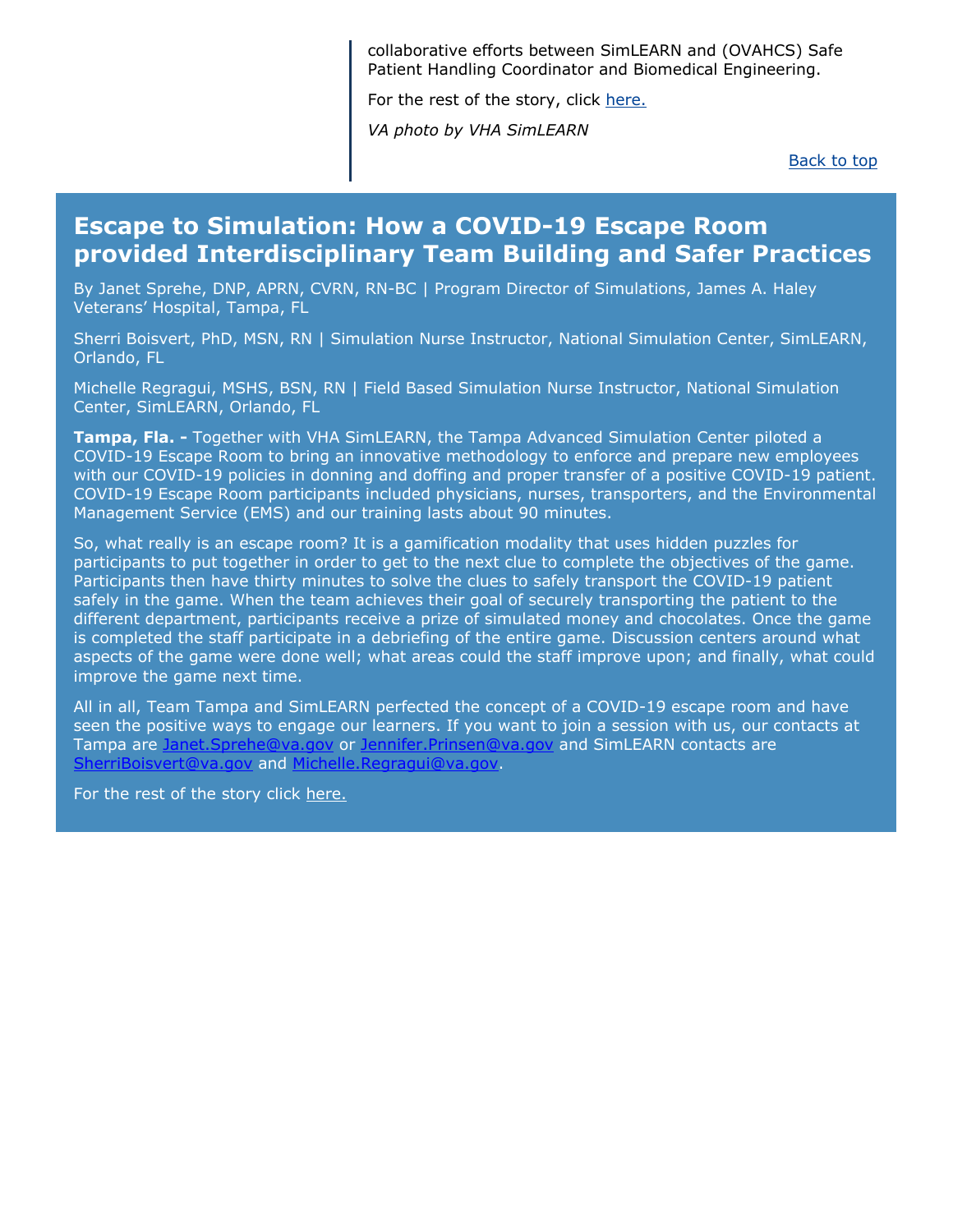collaborative efforts between SimLEARN and (OVAHCS) Safe Patient Handling Coordinator and Biomedical Engineering.

For the rest of the story, click [here.](#)

*VA photo by VHA SimLEARN*

[Back to top](#)

## Escape to Simulation: How a COVID-19 Escape Room provided Interdisciplinary Team Building and Safer Practices

By Janet Sprehe, DNP, APRN, CVRN, RN-BC | Program Director of Simulations, James A. Haley Veterans' Hospital, Tampa, FL

Sherri Boisvert, PhD, MSN, RN | Simulation Nurse Instructor, National Simulation Center, SimLEARN, Orlando, FL

Michelle Regragui, MSHS, BSN, RN | Field Based Simulation Nurse Instructor, National Simulation Center, SimLEARN, Orlando, FL

**Tampa, Fla. -** Together with VHA SimLEARN, the Tampa Advanced Simulation Center piloted a COVID-19 Escape Room to bring an innovative methodology to enforce and prepare new employees with our COVID-19 policies in donning and doffing and proper transfer of a positive COVID-19 patient. COVID-19 Escape Room participants included physicians, nurses, transporters, and the Environmental Management Service (EMS) and our training lasts about 90 minutes.

So, what really is an escape room? It is a gamification modality that uses hidden puzzles for participants to put together in order to get to the next clue to complete the objectives of the game. Participants then have thirty minutes to solve the clues to safely transport the COVID-19 patient safely in the game. When the team achieves their goal of securely transporting the patient to the different department, participants receive a prize of simulated money and chocolates. Once the game is completed the staff participate in a debriefing of the entire game. Discussion centers around what aspects of the game were done well; what areas could the staff improve upon; and finally, what could improve the game next time.

All in all, Team Tampa and SimLEARN perfected the concept of a COVID-19 escape room and have seen the positive ways to engage our learners. If you want to join a session with us, our contacts at Tampa are [Janet.Sprehe@va.gov](mailto:Janet.Sprehe@va.gov) or [Jennifer.Prinsen@va.gov](mailto:Jennifer.Prinsen@va.gov) and SimLEARN contacts are [SherriBoisvert@va.gov](mailto:SherriBoisvert@va.gov) and [Michelle.Regragui@va.gov](mailto:Michelle.Regragui@va.gov).

For the rest of the story click [here.](#)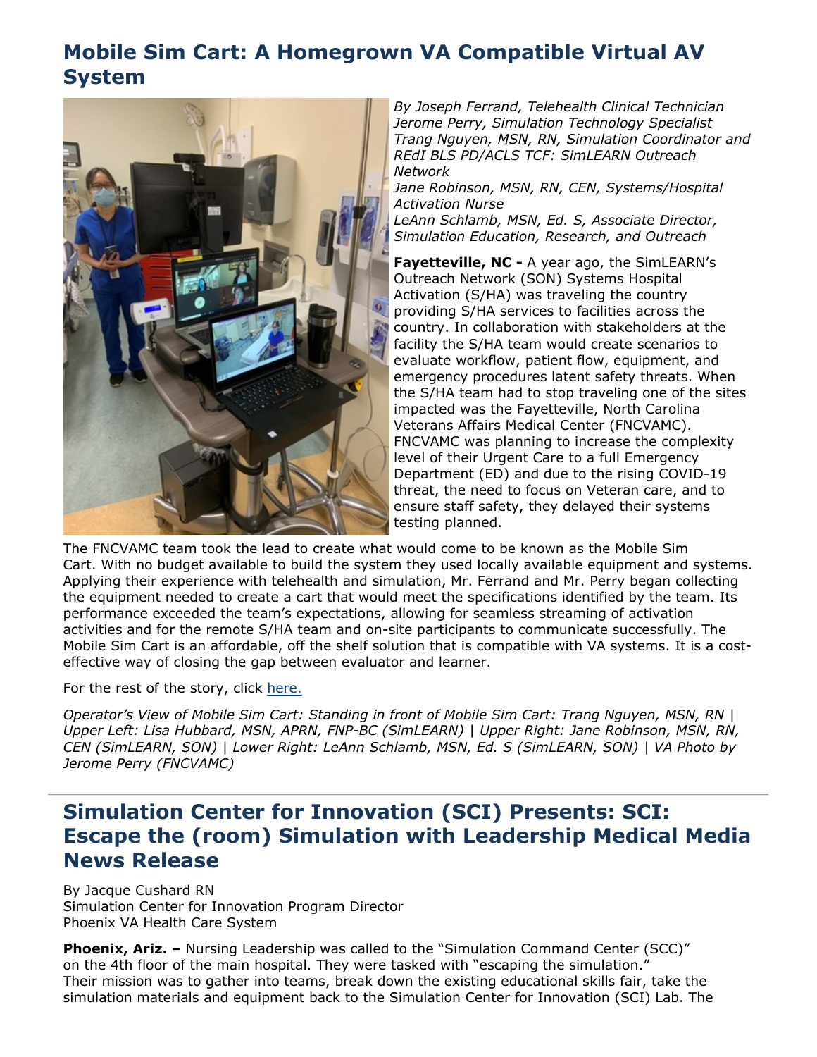## Mobile Sim Cart: A Homegrown VA Compatible Virtual AV System

*By Joseph Ferrand, Telehealth Clinical Technician*
*Jerome Perry, Simulation Technology Specialist*
*Trang Nguyen, MSN, RN, Simulation Coordinator and REdI BLS PD/ACLS TCF: SimLEARN Outreach Network*
*Jane Robinson, MSN, RN, CEN, Systems/Hospital Activation Nurse*
*LeAnn Schlamb, MSN, Ed. S, Associate Director, Simulation Education, Research, and Outreach*

**Fayetteville, NC -** A year ago, the SimLEARN's Outreach Network (SON) Systems Hospital Activation (S/HA) was traveling the country providing S/HA services to facilities across the country. In collaboration with stakeholders at the facility the S/HA team would create scenarios to evaluate workflow, patient flow, equipment, and emergency procedures latent safety threats. When the S/HA team had to stop traveling one of the sites impacted was the Fayetteville, North Carolina Veterans Affairs Medical Center (FNCVAMC). FNCVAMC was planning to increase the complexity level of their Urgent Care to a full Emergency Department (ED) and due to the rising COVID-19 threat, the need to focus on Veteran care, and to ensure staff safety, they delayed their systems testing planned.

The FNCVAMC team took the lead to create what would come to be known as the Mobile Sim Cart. With no budget available to build the system they used locally available equipment and systems. Applying their experience with telehealth and simulation, Mr. Ferrand and Mr. Perry began collecting the equipment needed to create a cart that would meet the specifications identified by the team. Its performance exceeded the team's expectations, allowing for seamless streaming of activation activities and for the remote S/HA team and on-site participants to communicate successfully. The Mobile Sim Cart is an affordable, off the shelf solution that is compatible with VA systems. It is a cost-effective way of closing the gap between evaluator and learner.

For the rest of the story, click here.

*Operator's View of Mobile Sim Cart: Standing in front of Mobile Sim Cart: Trang Nguyen, MSN, RN | Upper Left: Lisa Hubbard, MSN, APRN, FNP-BC (SimLEARN) | Upper Right: Jane Robinson, MSN, RN, CEN (SimLEARN, SON) | Lower Right: LeAnn Schlamb, MSN, Ed. S (SimLEARN, SON) | VA Photo by Jerome Perry (FNCVAMC)*

---

## Simulation Center for Innovation (SCI) Presents: SCI: Escape the (room) Simulation with Leadership Medical Media News Release

By Jacque Cushard RN
Simulation Center for Innovation Program Director
Phoenix VA Health Care System

**Phoenix, Ariz. –** Nursing Leadership was called to the "Simulation Command Center (SCC)" on the 4th floor of the main hospital. They were tasked with "escaping the simulation." Their mission was to gather into teams, break down the existing educational skills fair, take the simulation materials and equipment back to the Simulation Center for Innovation (SCI) Lab. The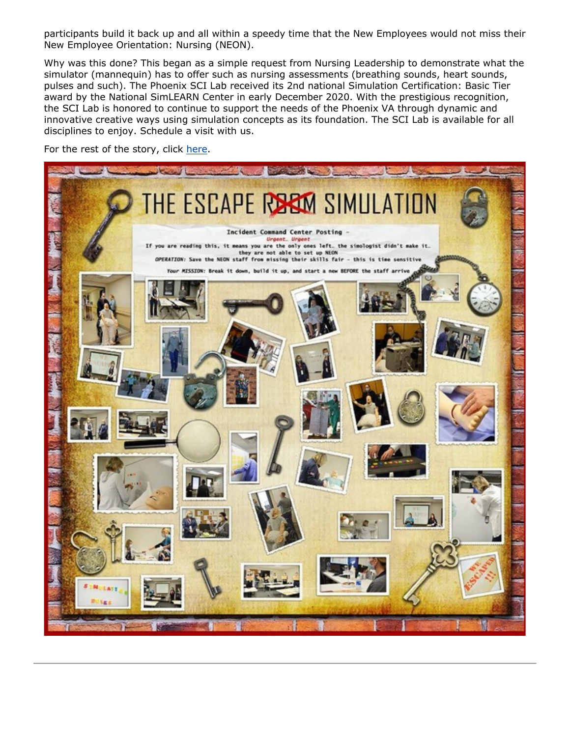participants build it back up and all within a speedy time that the New Employees would not miss their New Employee Orientation: Nursing (NEON).

Why was this done? This began as a simple request from Nursing Leadership to demonstrate what the simulator (mannequin) has to offer such as nursing assessments (breathing sounds, heart sounds, pulses and such). The Phoenix SCI Lab received its 2nd national Simulation Certification: Basic Tier award by the National SimLEARN Center in early December 2020. With the prestigious recognition, the SCI Lab is honored to continue to support the needs of the Phoenix VA through dynamic and innovative creative ways using simulation concepts as its foundation. The SCI Lab is available for all disciplines to enjoy. Schedule a visit with us.

For the rest of the story, click [here](#).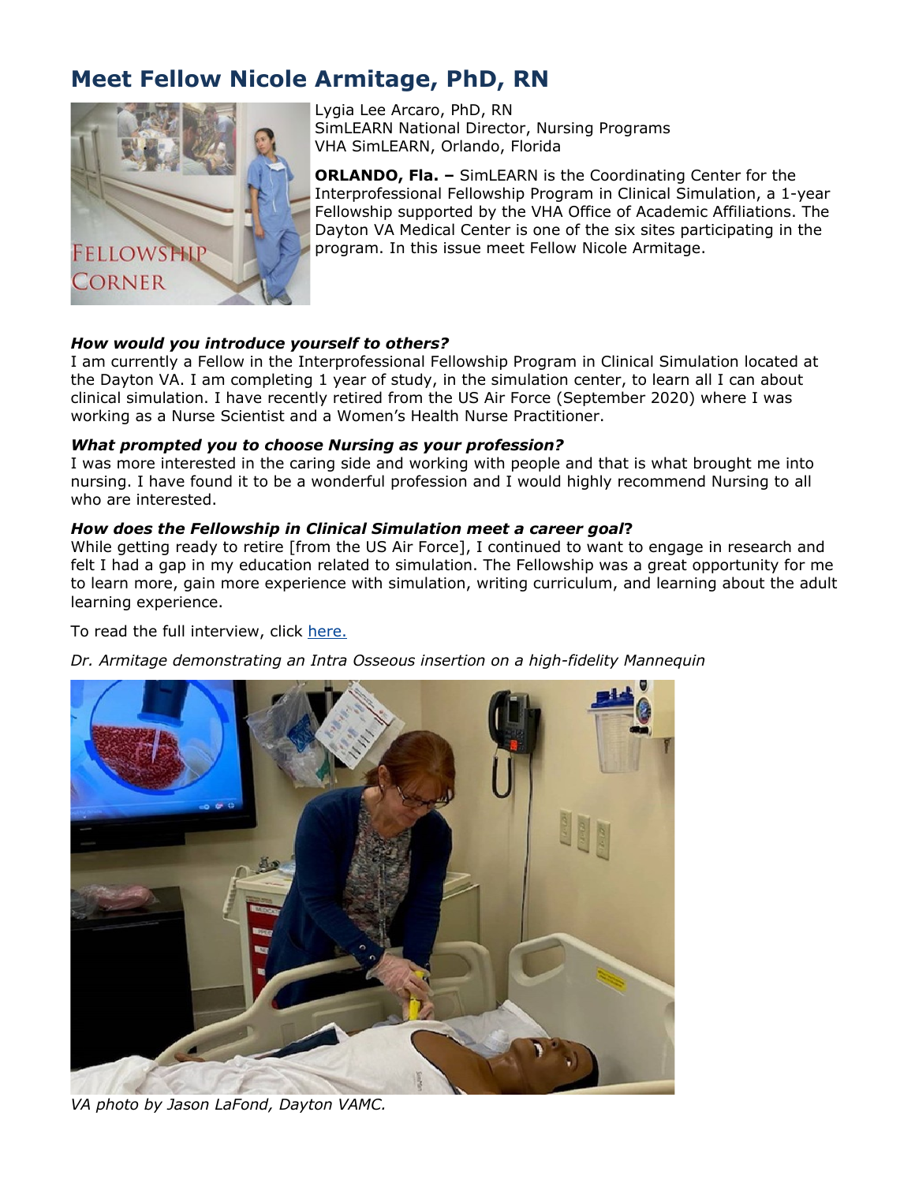## Meet Fellow Nicole Armitage, PhD, RN

Lygia Lee Arcaro, PhD, RN
SimLEARN National Director, Nursing Programs
VHA SimLEARN, Orlando, Florida

**ORLANDO, Fla. –** SimLEARN is the Coordinating Center for the Interprofessional Fellowship Program in Clinical Simulation, a 1-year Fellowship supported by the VHA Office of Academic Affiliations. The Dayton VA Medical Center is one of the six sites participating in the program. In this issue meet Fellow Nicole Armitage.

***How would you introduce yourself to others?***

I am currently a Fellow in the Interprofessional Fellowship Program in Clinical Simulation located at the Dayton VA. I am completing 1 year of study, in the simulation center, to learn all I can about clinical simulation. I have recently retired from the US Air Force (September 2020) where I was working as a Nurse Scientist and a Women's Health Nurse Practitioner.

***What prompted you to choose Nursing as your profession?***

I was more interested in the caring side and working with people and that is what brought me into nursing. I have found it to be a wonderful profession and I would highly recommend Nursing to all who are interested.

***How does the Fellowship in Clinical Simulation meet a career goal*?**

While getting ready to retire [from the US Air Force], I continued to want to engage in research and felt I had a gap in my education related to simulation. The Fellowship was a great opportunity for me to learn more, gain more experience with simulation, writing curriculum, and learning about the adult learning experience.

To read the full interview, click here.

*Dr. Armitage demonstrating an Intra Osseous insertion on a high-fidelity Mannequin*

*VA photo by Jason LaFond, Dayton VAMC.*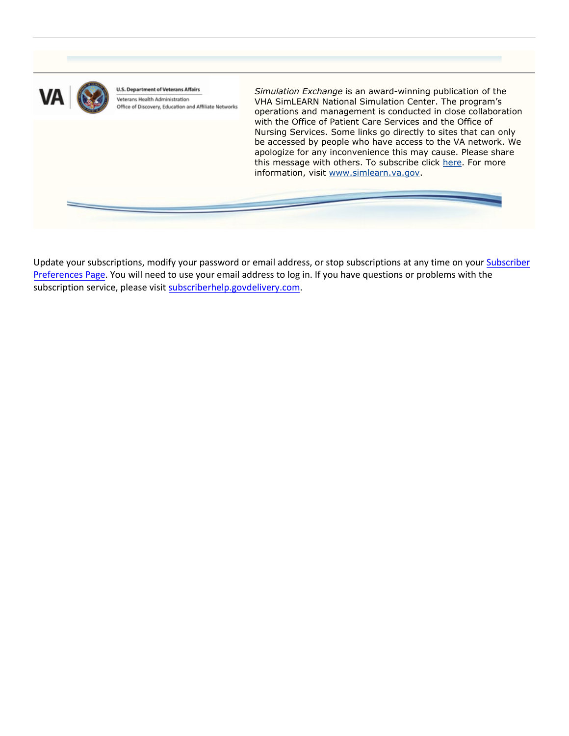U.S. Department of Veterans Affairs
Veterans Health Administration
Office of Discovery, Education and Affiliate Networks

*Simulation Exchange* is an award-winning publication of the VHA SimLEARN National Simulation Center. The program's operations and management is conducted in close collaboration with the Office of Patient Care Services and the Office of Nursing Services. Some links go directly to sites that can only be accessed by people who have access to the VA network. We apologize for any inconvenience this may cause. Please share this message with others. To subscribe click here. For more information, visit www.simlearn.va.gov.

Update your subscriptions, modify your password or email address, or stop subscriptions at any time on your Subscriber Preferences Page. You will need to use your email address to log in. If you have questions or problems with the subscription service, please visit subscriberhelp.govdelivery.com.